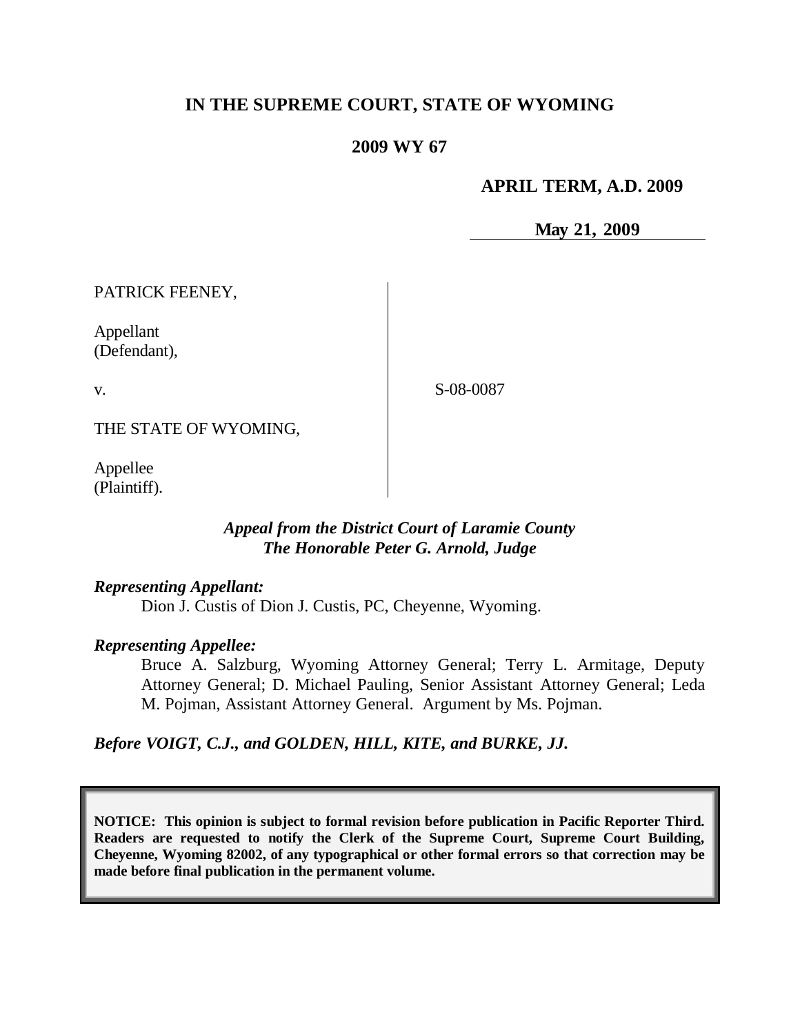# IN THE SUPREME COURT, STATE OF WYOMING

## 2009 WY 67

**APRIL TERM, A.D. 2009**

**May 21, 2009**

| | | |
|---|---|---|
| PATRICK FEENEY,<br><br>Appellant<br>(Defendant),<br><br>v.<br><br>THE STATE OF WYOMING,<br><br>Appellee<br>(Plaintiff). | | S-08-0087 |

***Appeal from the District Court of Laramie County***
***The Honorable Peter G. Arnold, Judge***

***Representing Appellant:***

Dion J. Custis of Dion J. Custis, PC, Cheyenne, Wyoming.

***Representing Appellee:***

Bruce A. Salzburg, Wyoming Attorney General; Terry L. Armitage, Deputy Attorney General; D. Michael Pauling, Senior Assistant Attorney General; Leda M. Pojman, Assistant Attorney General. Argument by Ms. Pojman.

***Before VOIGT, C.J., and GOLDEN, HILL, KITE, and BURKE, JJ.***

**NOTICE: This opinion is subject to formal revision before publication in Pacific Reporter Third. Readers are requested to notify the Clerk of the Supreme Court, Supreme Court Building, Cheyenne, Wyoming 82002, of any typographical or other formal errors so that correction may be made before final publication in the permanent volume.**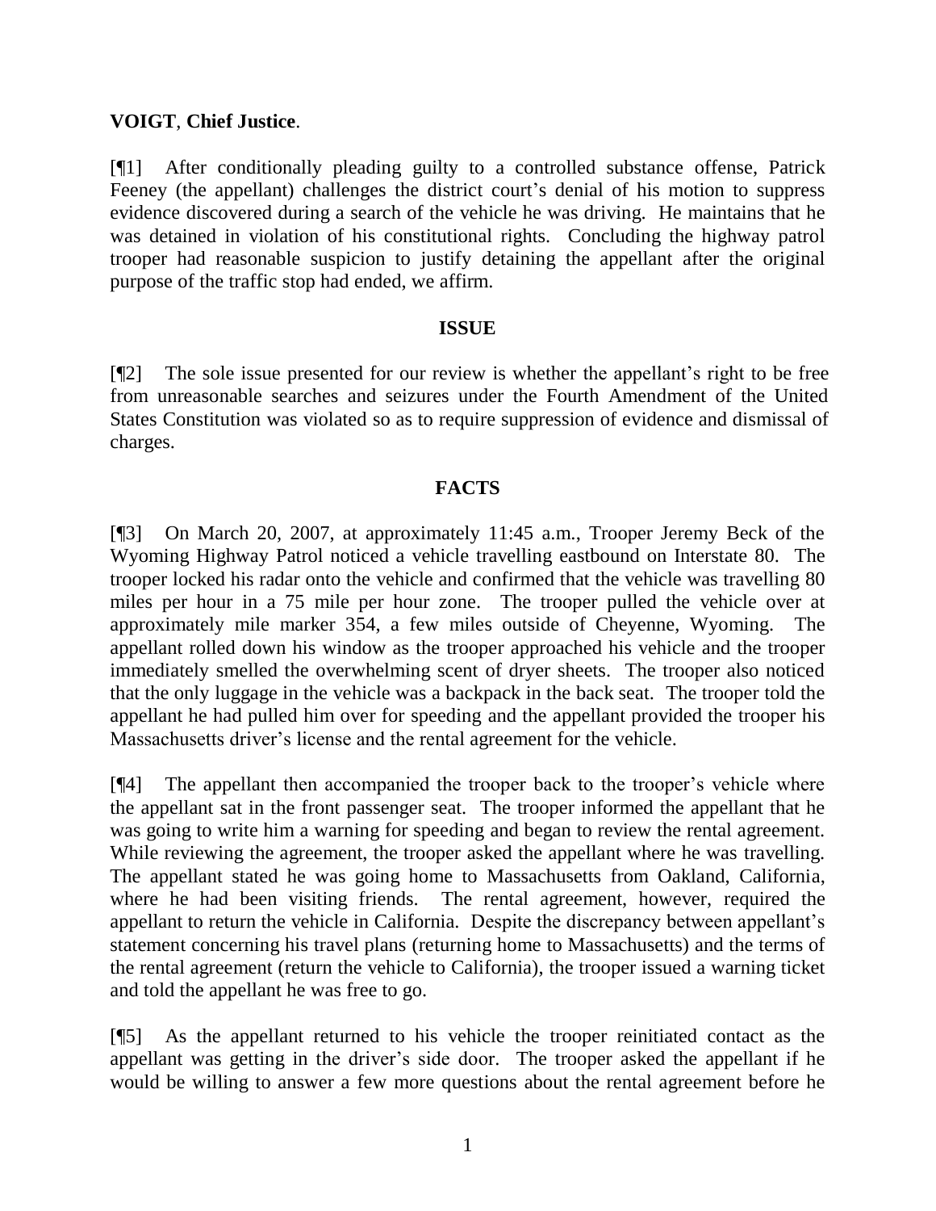**VOIGT**, **Chief Justice**.

[¶1] After conditionally pleading guilty to a controlled substance offense, Patrick Feeney (the appellant) challenges the district court's denial of his motion to suppress evidence discovered during a search of the vehicle he was driving. He maintains that he was detained in violation of his constitutional rights. Concluding the highway patrol trooper had reasonable suspicion to justify detaining the appellant after the original purpose of the traffic stop had ended, we affirm.

## ISSUE

[¶2] The sole issue presented for our review is whether the appellant's right to be free from unreasonable searches and seizures under the Fourth Amendment of the United States Constitution was violated so as to require suppression of evidence and dismissal of charges.

## FACTS

[¶3] On March 20, 2007, at approximately 11:45 a.m., Trooper Jeremy Beck of the Wyoming Highway Patrol noticed a vehicle travelling eastbound on Interstate 80. The trooper locked his radar onto the vehicle and confirmed that the vehicle was travelling 80 miles per hour in a 75 mile per hour zone. The trooper pulled the vehicle over at approximately mile marker 354, a few miles outside of Cheyenne, Wyoming. The appellant rolled down his window as the trooper approached his vehicle and the trooper immediately smelled the overwhelming scent of dryer sheets. The trooper also noticed that the only luggage in the vehicle was a backpack in the back seat. The trooper told the appellant he had pulled him over for speeding and the appellant provided the trooper his Massachusetts driver's license and the rental agreement for the vehicle.

[¶4] The appellant then accompanied the trooper back to the trooper's vehicle where the appellant sat in the front passenger seat. The trooper informed the appellant that he was going to write him a warning for speeding and began to review the rental agreement. While reviewing the agreement, the trooper asked the appellant where he was travelling. The appellant stated he was going home to Massachusetts from Oakland, California, where he had been visiting friends. The rental agreement, however, required the appellant to return the vehicle in California. Despite the discrepancy between appellant's statement concerning his travel plans (returning home to Massachusetts) and the terms of the rental agreement (return the vehicle to California), the trooper issued a warning ticket and told the appellant he was free to go.

[¶5] As the appellant returned to his vehicle the trooper reinitiated contact as the appellant was getting in the driver's side door. The trooper asked the appellant if he would be willing to answer a few more questions about the rental agreement before he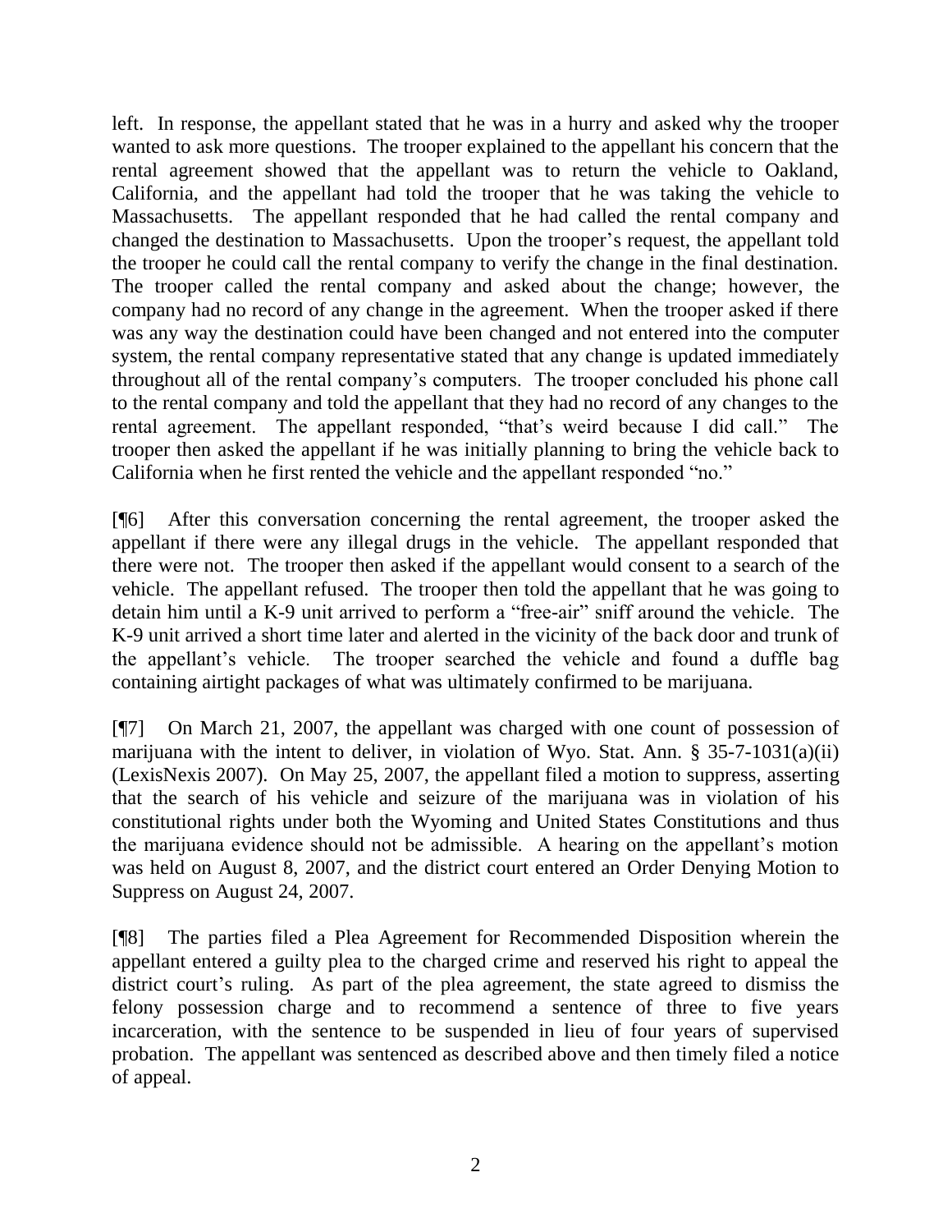left. In response, the appellant stated that he was in a hurry and asked why the trooper wanted to ask more questions. The trooper explained to the appellant his concern that the rental agreement showed that the appellant was to return the vehicle to Oakland, California, and the appellant had told the trooper that he was taking the vehicle to Massachusetts. The appellant responded that he had called the rental company and changed the destination to Massachusetts. Upon the trooper's request, the appellant told the trooper he could call the rental company to verify the change in the final destination. The trooper called the rental company and asked about the change; however, the company had no record of any change in the agreement. When the trooper asked if there was any way the destination could have been changed and not entered into the computer system, the rental company representative stated that any change is updated immediately throughout all of the rental company's computers. The trooper concluded his phone call to the rental company and told the appellant that they had no record of any changes to the rental agreement. The appellant responded, "that's weird because I did call." The trooper then asked the appellant if he was initially planning to bring the vehicle back to California when he first rented the vehicle and the appellant responded "no."

[¶6] After this conversation concerning the rental agreement, the trooper asked the appellant if there were any illegal drugs in the vehicle. The appellant responded that there were not. The trooper then asked if the appellant would consent to a search of the vehicle. The appellant refused. The trooper then told the appellant that he was going to detain him until a K-9 unit arrived to perform a "free-air" sniff around the vehicle. The K-9 unit arrived a short time later and alerted in the vicinity of the back door and trunk of the appellant's vehicle. The trooper searched the vehicle and found a duffle bag containing airtight packages of what was ultimately confirmed to be marijuana.

[¶7] On March 21, 2007, the appellant was charged with one count of possession of marijuana with the intent to deliver, in violation of Wyo. Stat. Ann. § 35-7-1031(a)(ii) (LexisNexis 2007). On May 25, 2007, the appellant filed a motion to suppress, asserting that the search of his vehicle and seizure of the marijuana was in violation of his constitutional rights under both the Wyoming and United States Constitutions and thus the marijuana evidence should not be admissible. A hearing on the appellant's motion was held on August 8, 2007, and the district court entered an Order Denying Motion to Suppress on August 24, 2007.

[¶8] The parties filed a Plea Agreement for Recommended Disposition wherein the appellant entered a guilty plea to the charged crime and reserved his right to appeal the district court's ruling. As part of the plea agreement, the state agreed to dismiss the felony possession charge and to recommend a sentence of three to five years incarceration, with the sentence to be suspended in lieu of four years of supervised probation. The appellant was sentenced as described above and then timely filed a notice of appeal.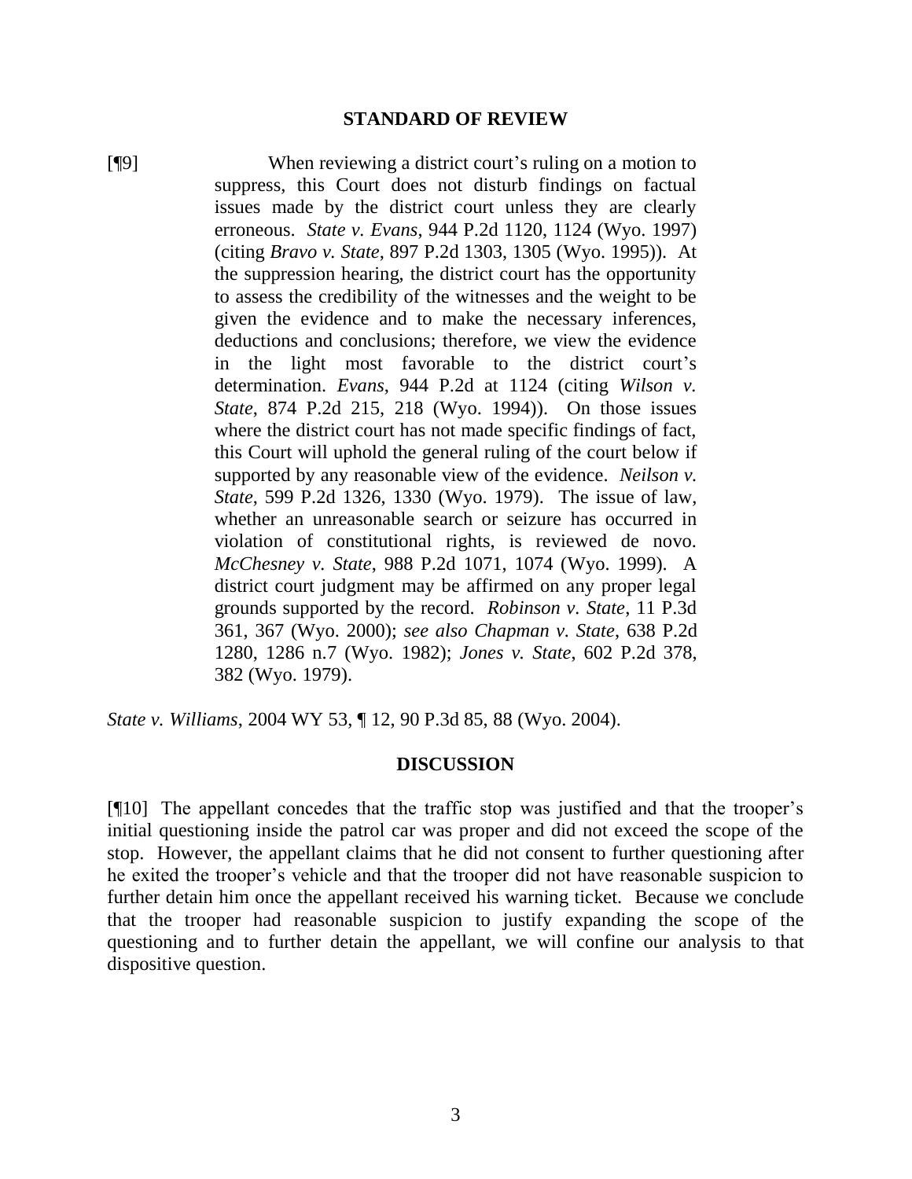## STANDARD OF REVIEW

[¶9] When reviewing a district court's ruling on a motion to suppress, this Court does not disturb findings on factual issues made by the district court unless they are clearly erroneous. *State v. Evans*, 944 P.2d 1120, 1124 (Wyo. 1997) (citing *Bravo v. State*, 897 P.2d 1303, 1305 (Wyo. 1995)). At the suppression hearing, the district court has the opportunity to assess the credibility of the witnesses and the weight to be given the evidence and to make the necessary inferences, deductions and conclusions; therefore, we view the evidence in the light most favorable to the district court's determination. *Evans*, 944 P.2d at 1124 (citing *Wilson v. State*, 874 P.2d 215, 218 (Wyo. 1994)). On those issues where the district court has not made specific findings of fact, this Court will uphold the general ruling of the court below if supported by any reasonable view of the evidence. *Neilson v. State*, 599 P.2d 1326, 1330 (Wyo. 1979). The issue of law, whether an unreasonable search or seizure has occurred in violation of constitutional rights, is reviewed de novo. *McChesney v. State*, 988 P.2d 1071, 1074 (Wyo. 1999). A district court judgment may be affirmed on any proper legal grounds supported by the record. *Robinson v. State*, 11 P.3d 361, 367 (Wyo. 2000); *see also Chapman v. State*, 638 P.2d 1280, 1286 n.7 (Wyo. 1982); *Jones v. State*, 602 P.2d 378, 382 (Wyo. 1979).

*State v. Williams*, 2004 WY 53, ¶ 12, 90 P.3d 85, 88 (Wyo. 2004).

## DISCUSSION

[¶10] The appellant concedes that the traffic stop was justified and that the trooper's initial questioning inside the patrol car was proper and did not exceed the scope of the stop. However, the appellant claims that he did not consent to further questioning after he exited the trooper's vehicle and that the trooper did not have reasonable suspicion to further detain him once the appellant received his warning ticket. Because we conclude that the trooper had reasonable suspicion to justify expanding the scope of the questioning and to further detain the appellant, we will confine our analysis to that dispositive question.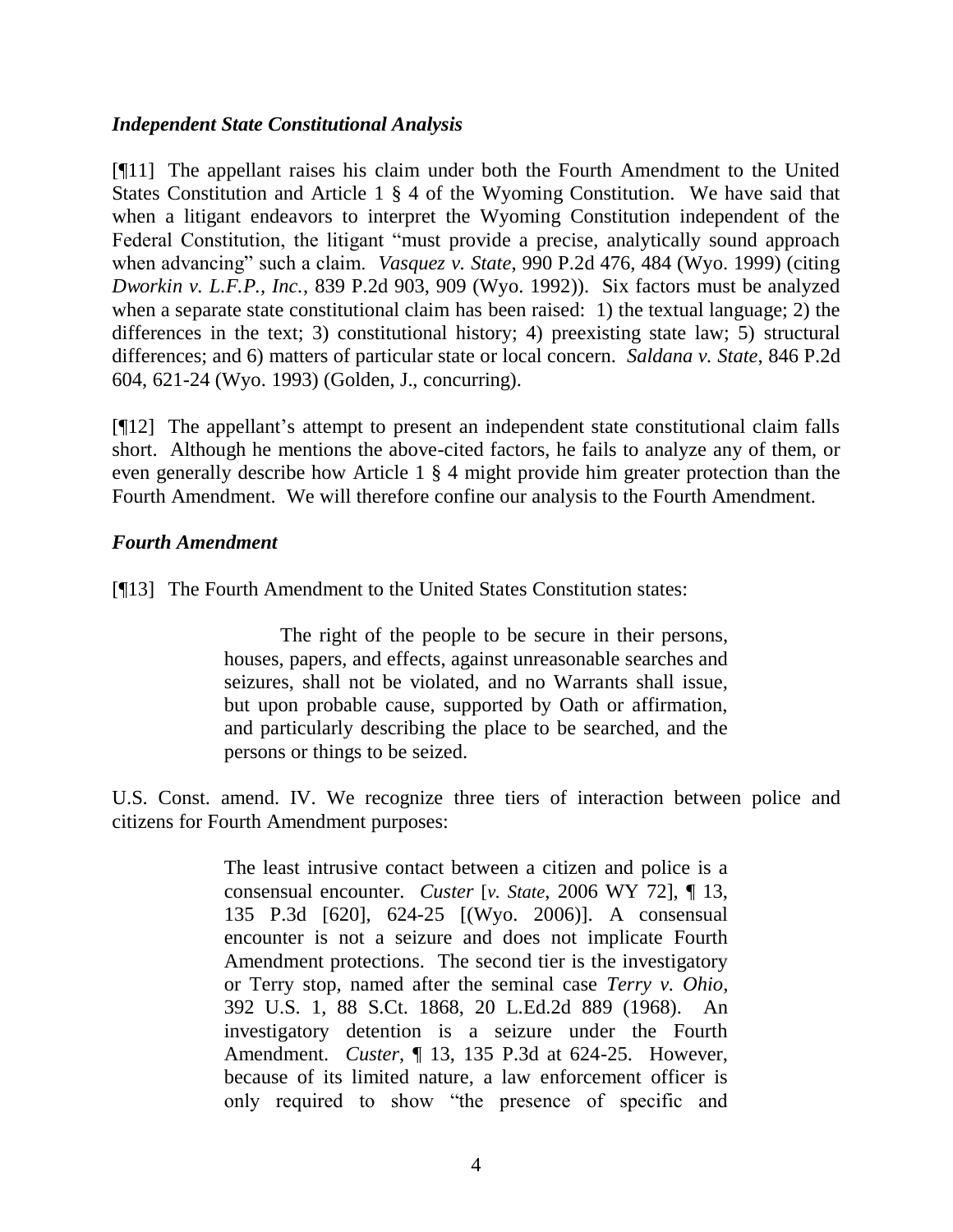### *Independent State Constitutional Analysis*

[¶11] The appellant raises his claim under both the Fourth Amendment to the United States Constitution and Article 1 § 4 of the Wyoming Constitution. We have said that when a litigant endeavors to interpret the Wyoming Constitution independent of the Federal Constitution, the litigant "must provide a precise, analytically sound approach when advancing" such a claim. *Vasquez v. State*, 990 P.2d 476, 484 (Wyo. 1999) (citing *Dworkin v. L.F.P., Inc.*, 839 P.2d 903, 909 (Wyo. 1992)). Six factors must be analyzed when a separate state constitutional claim has been raised: 1) the textual language; 2) the differences in the text; 3) constitutional history; 4) preexisting state law; 5) structural differences; and 6) matters of particular state or local concern. *Saldana v. State*, 846 P.2d 604, 621-24 (Wyo. 1993) (Golden, J., concurring).

[¶12] The appellant's attempt to present an independent state constitutional claim falls short. Although he mentions the above-cited factors, he fails to analyze any of them, or even generally describe how Article 1 § 4 might provide him greater protection than the Fourth Amendment. We will therefore confine our analysis to the Fourth Amendment.

### *Fourth Amendment*

[¶13] The Fourth Amendment to the United States Constitution states:

> The right of the people to be secure in their persons, houses, papers, and effects, against unreasonable searches and seizures, shall not be violated, and no Warrants shall issue, but upon probable cause, supported by Oath or affirmation, and particularly describing the place to be searched, and the persons or things to be seized.

U.S. Const. amend. IV. We recognize three tiers of interaction between police and citizens for Fourth Amendment purposes:

> The least intrusive contact between a citizen and police is a consensual encounter. *Custer* [*v. State*, 2006 WY 72], ¶ 13, 135 P.3d [620], 624-25 [(Wyo. 2006)]. A consensual encounter is not a seizure and does not implicate Fourth Amendment protections. The second tier is the investigatory or Terry stop, named after the seminal case *Terry v. Ohio*, 392 U.S. 1, 88 S.Ct. 1868, 20 L.Ed.2d 889 (1968). An investigatory detention is a seizure under the Fourth Amendment. *Custer*, ¶ 13, 135 P.3d at 624-25. However, because of its limited nature, a law enforcement officer is only required to show "the presence of specific and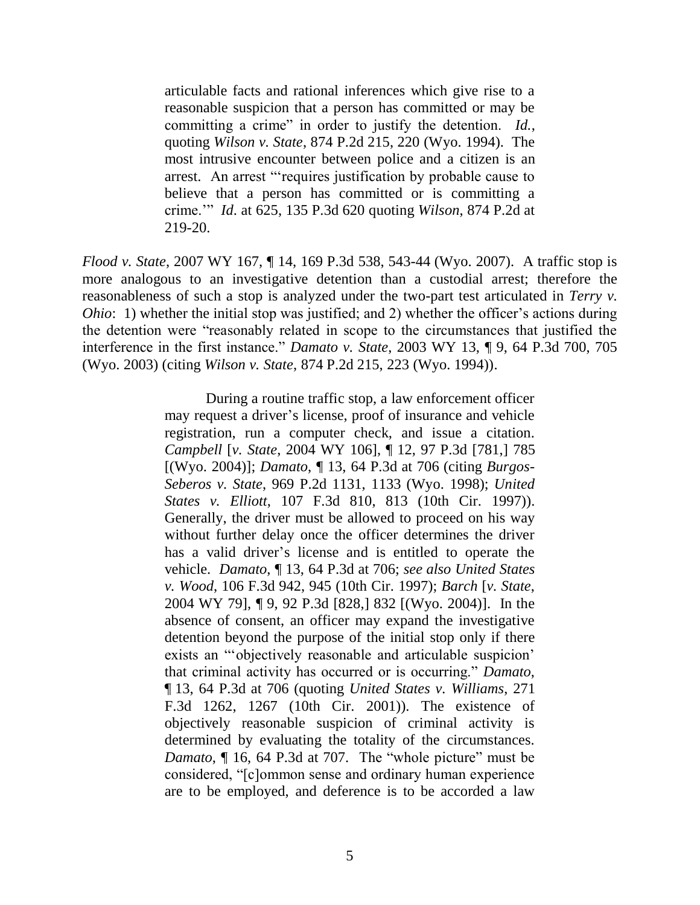> articulable facts and rational inferences which give rise to a reasonable suspicion that a person has committed or may be committing a crime" in order to justify the detention. *Id.*, quoting *Wilson v. State*, 874 P.2d 215, 220 (Wyo. 1994). The most intrusive encounter between police and a citizen is an arrest. An arrest "'requires justification by probable cause to believe that a person has committed or is committing a crime.'" *Id*. at 625, 135 P.3d 620 quoting *Wilson*, 874 P.2d at 219-20.

*Flood v. State*, 2007 WY 167, ¶ 14, 169 P.3d 538, 543-44 (Wyo. 2007). A traffic stop is more analogous to an investigative detention than a custodial arrest; therefore the reasonableness of such a stop is analyzed under the two-part test articulated in *Terry v. Ohio*: 1) whether the initial stop was justified; and 2) whether the officer's actions during the detention were "reasonably related in scope to the circumstances that justified the interference in the first instance." *Damato v. State*, 2003 WY 13, ¶ 9, 64 P.3d 700, 705 (Wyo. 2003) (citing *Wilson v. State*, 874 P.2d 215, 223 (Wyo. 1994)).

> During a routine traffic stop, a law enforcement officer may request a driver's license, proof of insurance and vehicle registration, run a computer check, and issue a citation. *Campbell* [*v. State*, 2004 WY 106], ¶ 12, 97 P.3d [781,] 785 [(Wyo. 2004)]; *Damato*, ¶ 13, 64 P.3d at 706 (citing *Burgos-Seberos v. State*, 969 P.2d 1131, 1133 (Wyo. 1998); *United States v. Elliott*, 107 F.3d 810, 813 (10th Cir. 1997)). Generally, the driver must be allowed to proceed on his way without further delay once the officer determines the driver has a valid driver's license and is entitled to operate the vehicle. *Damato*, ¶ 13, 64 P.3d at 706; *see also United States v. Wood*, 106 F.3d 942, 945 (10th Cir. 1997); *Barch* [*v. State*, 2004 WY 79], ¶ 9, 92 P.3d [828,] 832 [(Wyo. 2004)]. In the absence of consent, an officer may expand the investigative detention beyond the purpose of the initial stop only if there exists an "'objectively reasonable and articulable suspicion' that criminal activity has occurred or is occurring." *Damato*, ¶ 13, 64 P.3d at 706 (quoting *United States v. Williams*, 271 F.3d 1262, 1267 (10th Cir. 2001)). The existence of objectively reasonable suspicion of criminal activity is determined by evaluating the totality of the circumstances. *Damato*, ¶ 16, 64 P.3d at 707. The "whole picture" must be considered, "[c]ommon sense and ordinary human experience are to be employed, and deference is to be accorded a law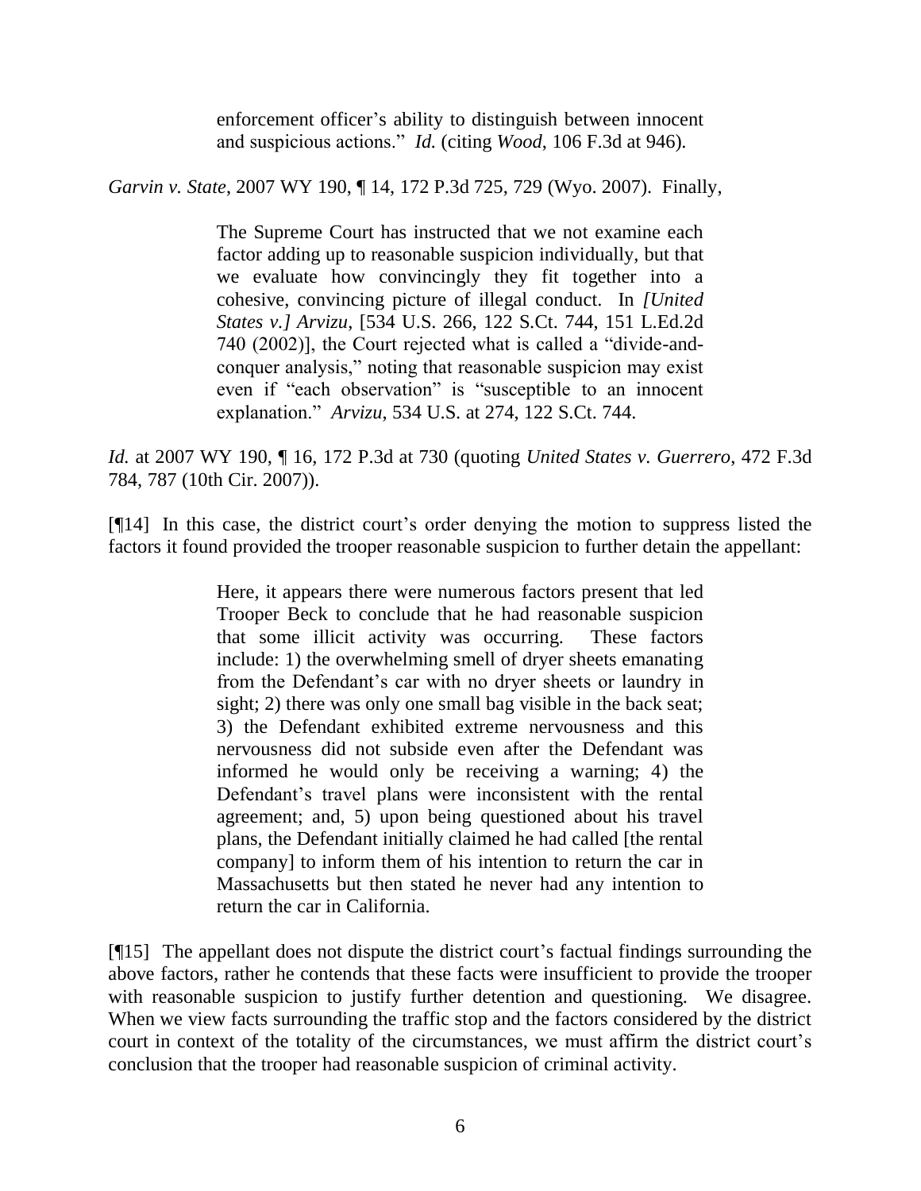> enforcement officer's ability to distinguish between innocent and suspicious actions." *Id.* (citing *Wood*, 106 F.3d at 946).

*Garvin v. State*, 2007 WY 190, ¶ 14, 172 P.3d 725, 729 (Wyo. 2007). Finally,

> The Supreme Court has instructed that we not examine each factor adding up to reasonable suspicion individually, but that we evaluate how convincingly they fit together into a cohesive, convincing picture of illegal conduct. In *[United States v.] Arvizu*, [534 U.S. 266, 122 S.Ct. 744, 151 L.Ed.2d 740 (2002)], the Court rejected what is called a "divide-and-conquer analysis," noting that reasonable suspicion may exist even if "each observation" is "susceptible to an innocent explanation." *Arvizu*, 534 U.S. at 274, 122 S.Ct. 744.

*Id.* at 2007 WY 190, ¶ 16, 172 P.3d at 730 (quoting *United States v. Guerrero*, 472 F.3d 784, 787 (10th Cir. 2007)).

[¶14] In this case, the district court's order denying the motion to suppress listed the factors it found provided the trooper reasonable suspicion to further detain the appellant:

> Here, it appears there were numerous factors present that led Trooper Beck to conclude that he had reasonable suspicion that some illicit activity was occurring. These factors include: 1) the overwhelming smell of dryer sheets emanating from the Defendant's car with no dryer sheets or laundry in sight; 2) there was only one small bag visible in the back seat; 3) the Defendant exhibited extreme nervousness and this nervousness did not subside even after the Defendant was informed he would only be receiving a warning; 4) the Defendant's travel plans were inconsistent with the rental agreement; and, 5) upon being questioned about his travel plans, the Defendant initially claimed he had called [the rental company] to inform them of his intention to return the car in Massachusetts but then stated he never had any intention to return the car in California.

[¶15] The appellant does not dispute the district court's factual findings surrounding the above factors, rather he contends that these facts were insufficient to provide the trooper with reasonable suspicion to justify further detention and questioning. We disagree. When we view facts surrounding the traffic stop and the factors considered by the district court in context of the totality of the circumstances, we must affirm the district court's conclusion that the trooper had reasonable suspicion of criminal activity.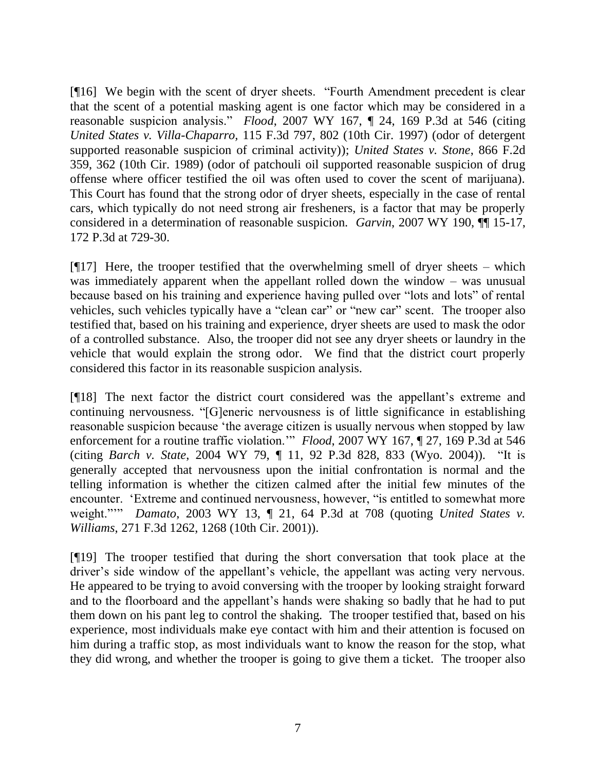[¶16] We begin with the scent of dryer sheets. "Fourth Amendment precedent is clear that the scent of a potential masking agent is one factor which may be considered in a reasonable suspicion analysis." *Flood*, 2007 WY 167, ¶ 24, 169 P.3d at 546 (citing *United States v. Villa-Chaparro*, 115 F.3d 797, 802 (10th Cir. 1997) (odor of detergent supported reasonable suspicion of criminal activity)); *United States v. Stone*, 866 F.2d 359, 362 (10th Cir. 1989) (odor of patchouli oil supported reasonable suspicion of drug offense where officer testified the oil was often used to cover the scent of marijuana). This Court has found that the strong odor of dryer sheets, especially in the case of rental cars, which typically do not need strong air fresheners, is a factor that may be properly considered in a determination of reasonable suspicion. *Garvin*, 2007 WY 190, ¶¶ 15-17, 172 P.3d at 729-30.

[¶17] Here, the trooper testified that the overwhelming smell of dryer sheets – which was immediately apparent when the appellant rolled down the window – was unusual because based on his training and experience having pulled over "lots and lots" of rental vehicles, such vehicles typically have a "clean car" or "new car" scent. The trooper also testified that, based on his training and experience, dryer sheets are used to mask the odor of a controlled substance. Also, the trooper did not see any dryer sheets or laundry in the vehicle that would explain the strong odor. We find that the district court properly considered this factor in its reasonable suspicion analysis.

[¶18] The next factor the district court considered was the appellant's extreme and continuing nervousness. "[G]eneric nervousness is of little significance in establishing reasonable suspicion because 'the average citizen is usually nervous when stopped by law enforcement for a routine traffic violation.'" *Flood*, 2007 WY 167, ¶ 27, 169 P.3d at 546 (citing *Barch v. State*, 2004 WY 79, ¶ 11, 92 P.3d 828, 833 (Wyo. 2004)). "It is generally accepted that nervousness upon the initial confrontation is normal and the telling information is whether the citizen calmed after the initial few minutes of the encounter. 'Extreme and continued nervousness, however, "is entitled to somewhat more weight."'" *Damato*, 2003 WY 13, ¶ 21, 64 P.3d at 708 (quoting *United States v. Williams*, 271 F.3d 1262, 1268 (10th Cir. 2001)).

[¶19] The trooper testified that during the short conversation that took place at the driver's side window of the appellant's vehicle, the appellant was acting very nervous. He appeared to be trying to avoid conversing with the trooper by looking straight forward and to the floorboard and the appellant's hands were shaking so badly that he had to put them down on his pant leg to control the shaking. The trooper testified that, based on his experience, most individuals make eye contact with him and their attention is focused on him during a traffic stop, as most individuals want to know the reason for the stop, what they did wrong, and whether the trooper is going to give them a ticket. The trooper also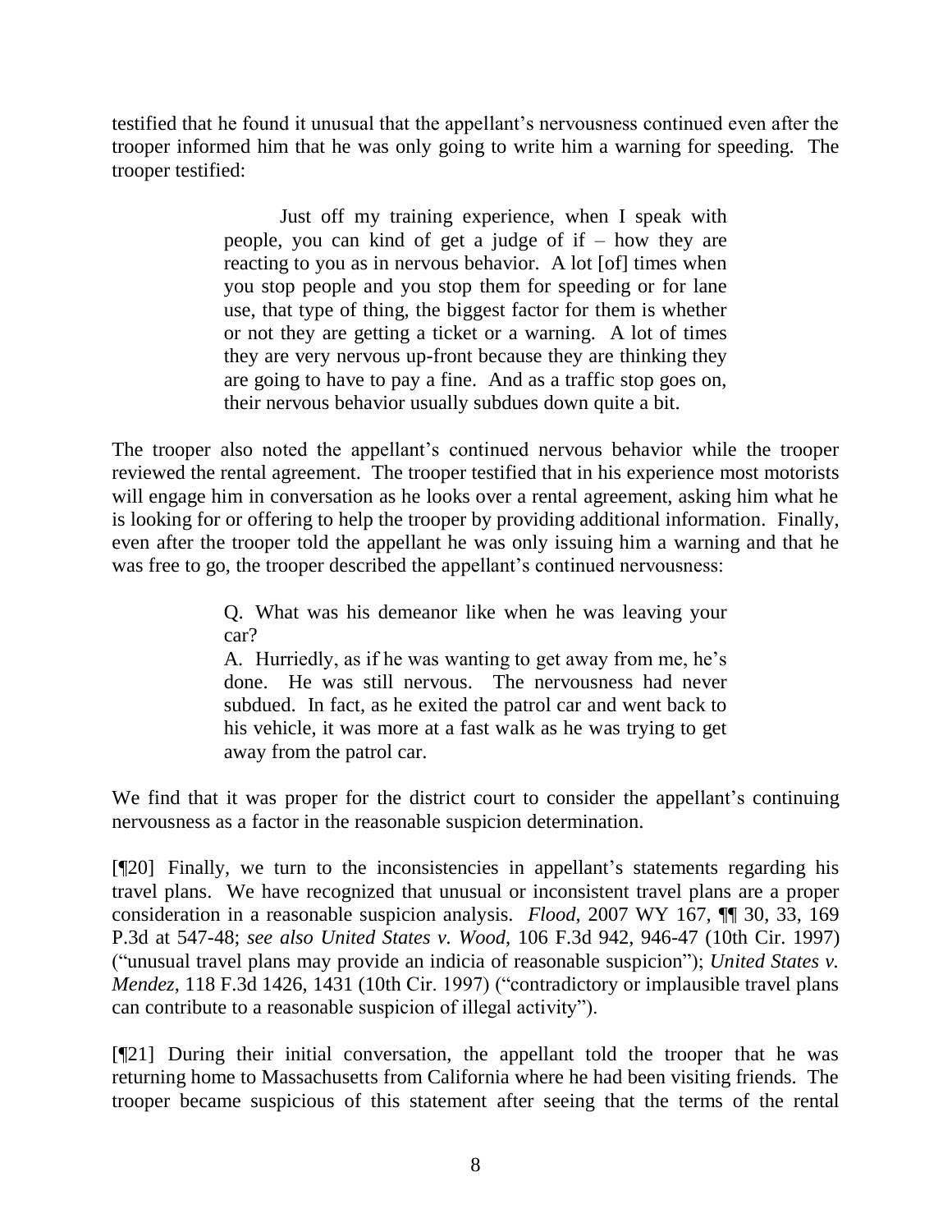testified that he found it unusual that the appellant's nervousness continued even after the trooper informed him that he was only going to write him a warning for speeding. The trooper testified:

> Just off my training experience, when I speak with people, you can kind of get a judge of if – how they are reacting to you as in nervous behavior. A lot [of] times when you stop people and you stop them for speeding or for lane use, that type of thing, the biggest factor for them is whether or not they are getting a ticket or a warning. A lot of times they are very nervous up-front because they are thinking they are going to have to pay a fine. And as a traffic stop goes on, their nervous behavior usually subdues down quite a bit.

The trooper also noted the appellant's continued nervous behavior while the trooper reviewed the rental agreement. The trooper testified that in his experience most motorists will engage him in conversation as he looks over a rental agreement, asking him what he is looking for or offering to help the trooper by providing additional information. Finally, even after the trooper told the appellant he was only issuing him a warning and that he was free to go, the trooper described the appellant's continued nervousness:

> Q. What was his demeanor like when he was leaving your car?
>
> A. Hurriedly, as if he was wanting to get away from me, he's done. He was still nervous. The nervousness had never subdued. In fact, as he exited the patrol car and went back to his vehicle, it was more at a fast walk as he was trying to get away from the patrol car.

We find that it was proper for the district court to consider the appellant's continuing nervousness as a factor in the reasonable suspicion determination.

[¶20] Finally, we turn to the inconsistencies in appellant's statements regarding his travel plans. We have recognized that unusual or inconsistent travel plans are a proper consideration in a reasonable suspicion analysis. *Flood*, 2007 WY 167, ¶¶ 30, 33, 169 P.3d at 547-48; *see also United States v. Wood*, 106 F.3d 942, 946-47 (10th Cir. 1997) ("unusual travel plans may provide an indicia of reasonable suspicion"); *United States v. Mendez*, 118 F.3d 1426, 1431 (10th Cir. 1997) ("contradictory or implausible travel plans can contribute to a reasonable suspicion of illegal activity").

[¶21] During their initial conversation, the appellant told the trooper that he was returning home to Massachusetts from California where he had been visiting friends. The trooper became suspicious of this statement after seeing that the terms of the rental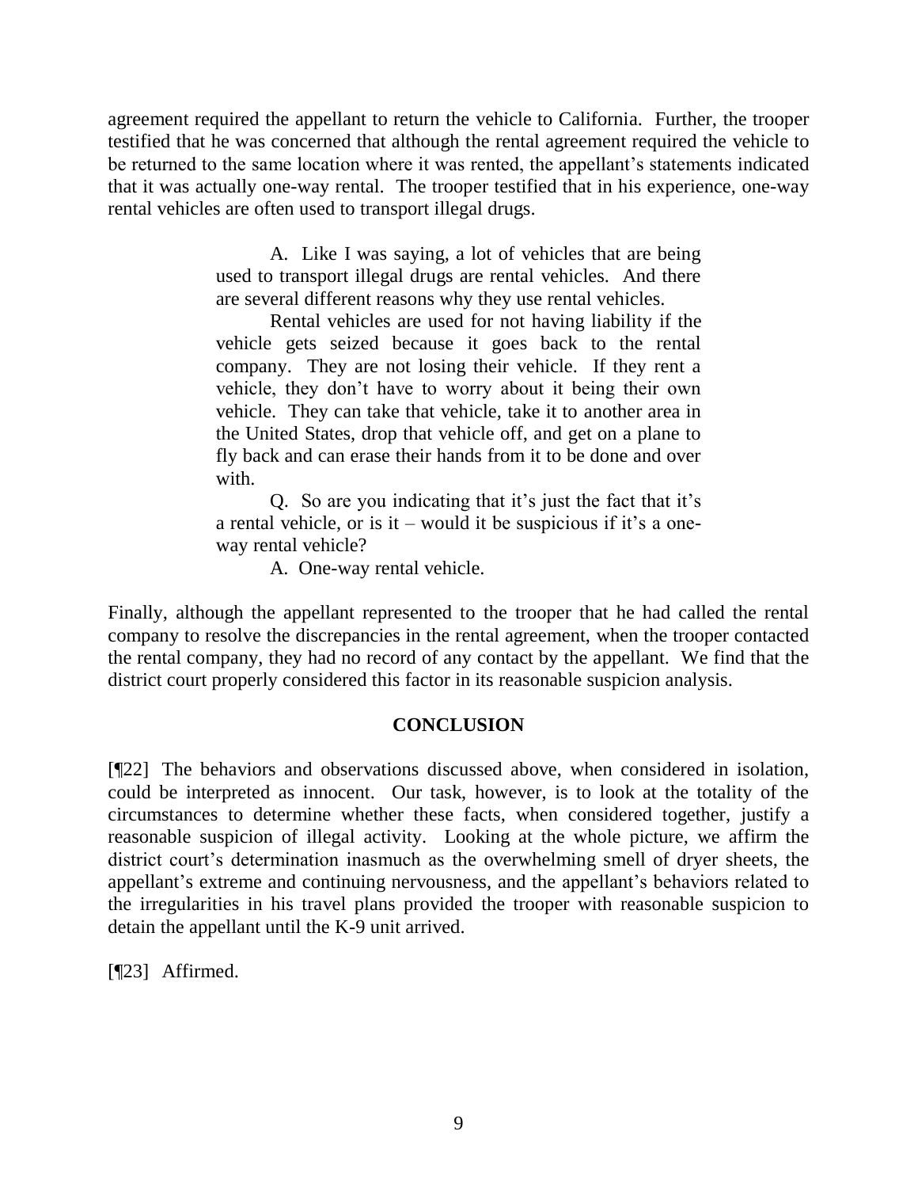agreement required the appellant to return the vehicle to California. Further, the trooper testified that he was concerned that although the rental agreement required the vehicle to be returned to the same location where it was rented, the appellant's statements indicated that it was actually one-way rental. The trooper testified that in his experience, one-way rental vehicles are often used to transport illegal drugs.

> A. Like I was saying, a lot of vehicles that are being used to transport illegal drugs are rental vehicles. And there are several different reasons why they use rental vehicles.
>
> Rental vehicles are used for not having liability if the vehicle gets seized because it goes back to the rental company. They are not losing their vehicle. If they rent a vehicle, they don't have to worry about it being their own vehicle. They can take that vehicle, take it to another area in the United States, drop that vehicle off, and get on a plane to fly back and can erase their hands from it to be done and over with.
>
> Q. So are you indicating that it's just the fact that it's a rental vehicle, or is it – would it be suspicious if it's a one-way rental vehicle?
>
> A. One-way rental vehicle.

Finally, although the appellant represented to the trooper that he had called the rental company to resolve the discrepancies in the rental agreement, when the trooper contacted the rental company, they had no record of any contact by the appellant. We find that the district court properly considered this factor in its reasonable suspicion analysis.

## CONCLUSION

[¶22] The behaviors and observations discussed above, when considered in isolation, could be interpreted as innocent. Our task, however, is to look at the totality of the circumstances to determine whether these facts, when considered together, justify a reasonable suspicion of illegal activity. Looking at the whole picture, we affirm the district court's determination inasmuch as the overwhelming smell of dryer sheets, the appellant's extreme and continuing nervousness, and the appellant's behaviors related to the irregularities in his travel plans provided the trooper with reasonable suspicion to detain the appellant until the K-9 unit arrived.

[¶23] Affirmed.